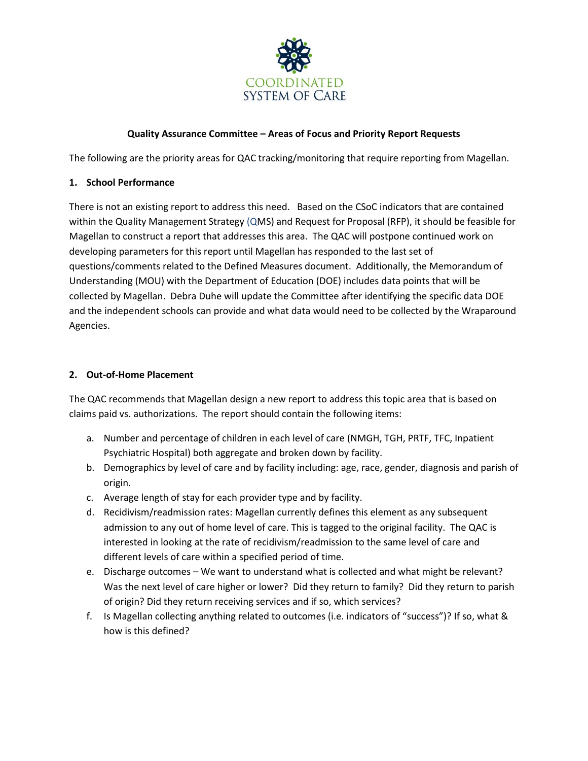COORDINATED SYSTEM OF CARE

**Quality Assurance Committee – Areas of Focus and Priority Report Requests**

The following are the priority areas for QAC tracking/monitoring that require reporting from Magellan.

## 1. School Performance

There is not an existing report to address this need. Based on the CSoC indicators that are contained within the Quality Management Strategy (QMS) and Request for Proposal (RFP), it should be feasible for Magellan to construct a report that addresses this area. The QAC will postpone continued work on developing parameters for this report until Magellan has responded to the last set of questions/comments related to the Defined Measures document. Additionally, the Memorandum of Understanding (MOU) with the Department of Education (DOE) includes data points that will be collected by Magellan. Debra Duhe will update the Committee after identifying the specific data DOE and the independent schools can provide and what data would need to be collected by the Wraparound Agencies.

## 2. Out-of-Home Placement

The QAC recommends that Magellan design a new report to address this topic area that is based on claims paid vs. authorizations. The report should contain the following items:

a. Number and percentage of children in each level of care (NMGH, TGH, PRTF, TFC, Inpatient Psychiatric Hospital) both aggregate and broken down by facility.
b. Demographics by level of care and by facility including: age, race, gender, diagnosis and parish of origin.
c. Average length of stay for each provider type and by facility.
d. Recidivism/readmission rates: Magellan currently defines this element as any subsequent admission to any out of home level of care. This is tagged to the original facility. The QAC is interested in looking at the rate of recidivism/readmission to the same level of care and different levels of care within a specified period of time.
e. Discharge outcomes – We want to understand what is collected and what might be relevant? Was the next level of care higher or lower? Did they return to family? Did they return to parish of origin? Did they return receiving services and if so, which services?
f. Is Magellan collecting anything related to outcomes (i.e. indicators of "success")? If so, what & how is this defined?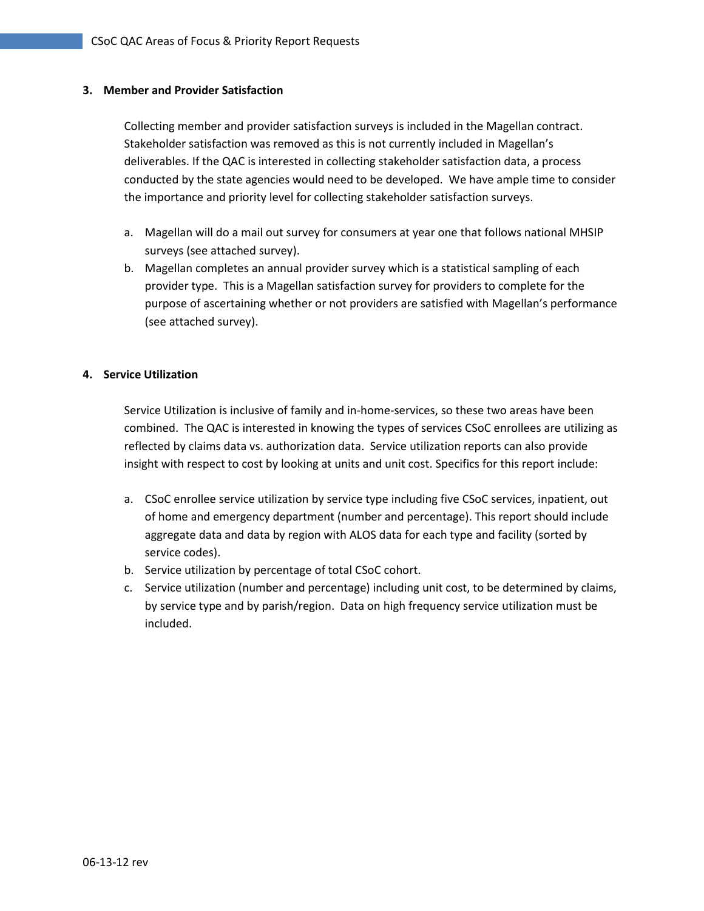### 3. Member and Provider Satisfaction

Collecting member and provider satisfaction surveys is included in the Magellan contract. Stakeholder satisfaction was removed as this is not currently included in Magellan's deliverables. If the QAC is interested in collecting stakeholder satisfaction data, a process conducted by the state agencies would need to be developed. We have ample time to consider the importance and priority level for collecting stakeholder satisfaction surveys.

a. Magellan will do a mail out survey for consumers at year one that follows national MHSIP surveys (see attached survey).
b. Magellan completes an annual provider survey which is a statistical sampling of each provider type. This is a Magellan satisfaction survey for providers to complete for the purpose of ascertaining whether or not providers are satisfied with Magellan's performance (see attached survey).

### 4. Service Utilization

Service Utilization is inclusive of family and in-home-services, so these two areas have been combined. The QAC is interested in knowing the types of services CSoC enrollees are utilizing as reflected by claims data vs. authorization data. Service utilization reports can also provide insight with respect to cost by looking at units and unit cost. Specifics for this report include:

a. CSoC enrollee service utilization by service type including five CSoC services, inpatient, out of home and emergency department (number and percentage). This report should include aggregate data and data by region with ALOS data for each type and facility (sorted by service codes).
b. Service utilization by percentage of total CSoC cohort.
c. Service utilization (number and percentage) including unit cost, to be determined by claims, by service type and by parish/region. Data on high frequency service utilization must be included.

06-13-12 rev